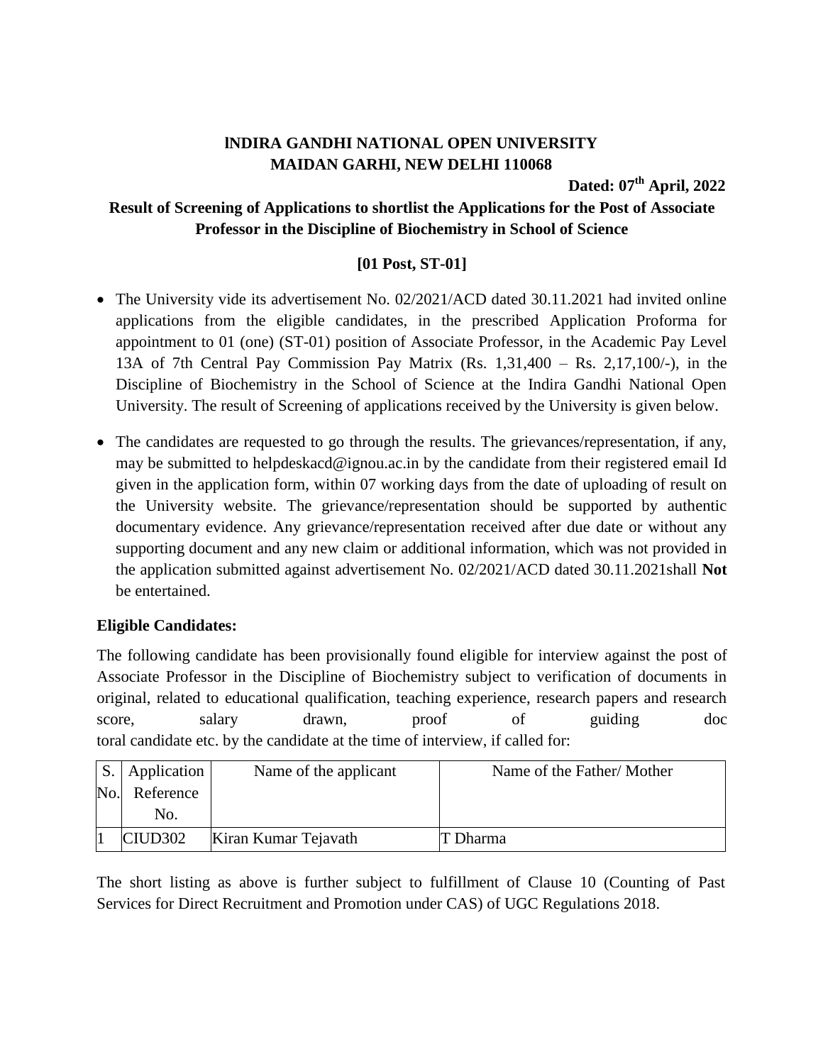**lNDIRA GANDHI NATIONAL OPEN UNIVERSITY**
**MAIDAN GARHI, NEW DELHI 110068**

**Dated: 07th April, 2022**

**Result of Screening of Applications to shortlist the Applications for the Post of Associate Professor in the Discipline of Biochemistry in School of Science**

**[01 Post, ST-01]**

- The University vide its advertisement No. 02/2021/ACD dated 30.11.2021 had invited online applications from the eligible candidates, in the prescribed Application Proforma for appointment to 01 (one) (ST-01) position of Associate Professor, in the Academic Pay Level 13A of 7th Central Pay Commission Pay Matrix (Rs. 1,31,400 – Rs. 2,17,100/-), in the Discipline of Biochemistry in the School of Science at the Indira Gandhi National Open University. The result of Screening of applications received by the University is given below.
- The candidates are requested to go through the results. The grievances/representation, if any, may be submitted to helpdeskacd@ignou.ac.in by the candidate from their registered email Id given in the application form, within 07 working days from the date of uploading of result on the University website. The grievance/representation should be supported by authentic documentary evidence. Any grievance/representation received after due date or without any supporting document and any new claim or additional information, which was not provided in the application submitted against advertisement No. 02/2021/ACD dated 30.11.2021shall **Not** be entertained.

**Eligible Candidates:**

The following candidate has been provisionally found eligible for interview against the post of Associate Professor in the Discipline of Biochemistry subject to verification of documents in original, related to educational qualification, teaching experience, research papers and research score, salary drawn, proof of guiding doc toral candidate etc. by the candidate at the time of interview, if called for:

| S. No. | Application Reference No. | Name of the applicant | Name of the Father/ Mother |
|---|---|---|---|
| 1 | CIUD302 | Kiran Kumar Tejavath | T Dharma |

The short listing as above is further subject to fulfillment of Clause 10 (Counting of Past Services for Direct Recruitment and Promotion under CAS) of UGC Regulations 2018.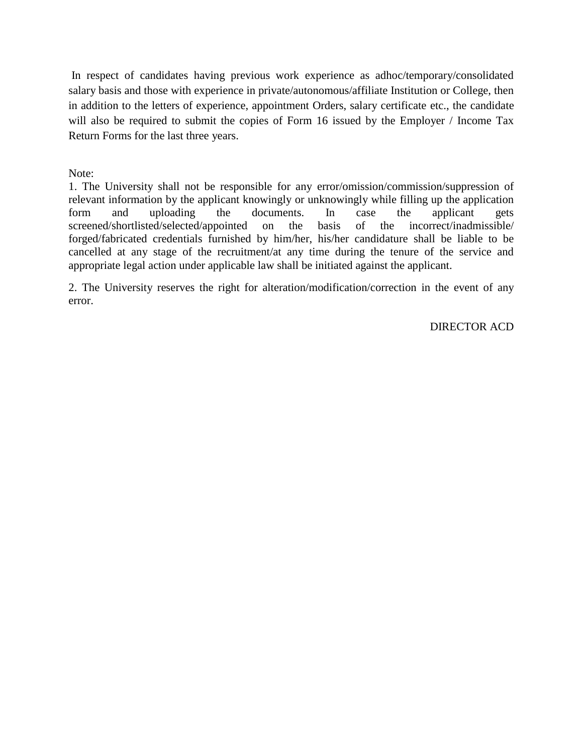In respect of candidates having previous work experience as adhoc/temporary/consolidated salary basis and those with experience in private/autonomous/affiliate Institution or College, then in addition to the letters of experience, appointment Orders, salary certificate etc., the candidate will also be required to submit the copies of Form 16 issued by the Employer / Income Tax Return Forms for the last three years.

Note:

1. The University shall not be responsible for any error/omission/commission/suppression of relevant information by the applicant knowingly or unknowingly while filling up the application form and uploading the documents. In case the applicant gets screened/shortlisted/selected/appointed on the basis of the incorrect/inadmissible/ forged/fabricated credentials furnished by him/her, his/her candidature shall be liable to be cancelled at any stage of the recruitment/at any time during the tenure of the service and appropriate legal action under applicable law shall be initiated against the applicant.

2. The University reserves the right for alteration/modification/correction in the event of any error.

DIRECTOR ACD